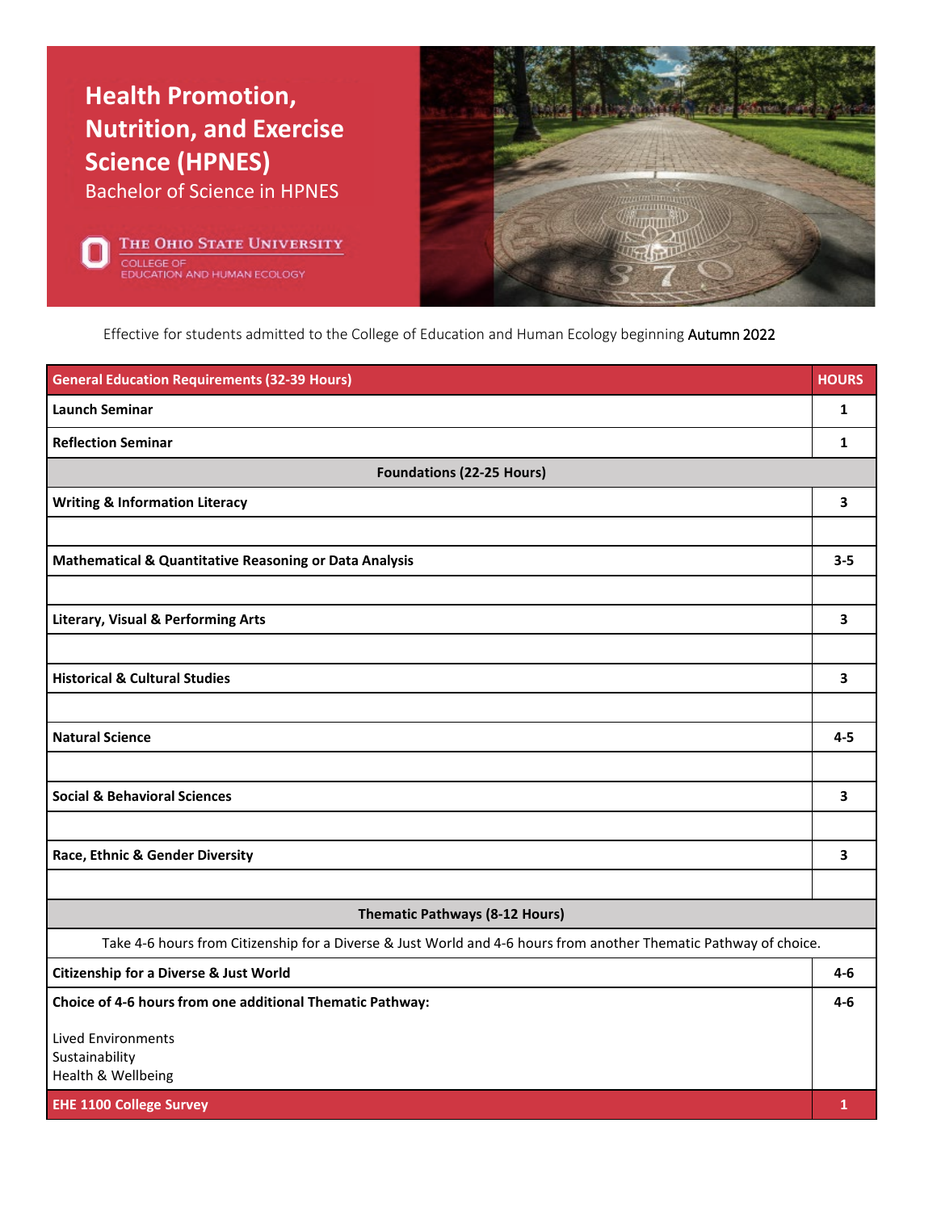# Health Promotion, Nutrition, and Exercise Science (HPNES)

Bachelor of Science in HPNES

THE OHIO STATE UNIVERSITY
COLLEGE OF EDUCATION AND HUMAN ECOLOGY

Effective for students admitted to the College of Education and Human Ecology beginning Autumn 2022

| General Education Requirements (32-39 Hours) | HOURS |
|---|---|
| **Launch Seminar** | **1** |
| **Reflection Seminar** | **1** |
| **Foundations (22-25 Hours)** | |
| **Writing & Information Literacy** | **3** |
| | |
| **Mathematical & Quantitative Reasoning or Data Analysis** | **3-5** |
| | |
| **Literary, Visual & Performing Arts** | **3** |
| | |
| **Historical & Cultural Studies** | **3** |
| | |
| **Natural Science** | **4-5** |
| | |
| **Social & Behavioral Sciences** | **3** |
| | |
| **Race, Ethnic & Gender Diversity** | **3** |
| | |
| **Thematic Pathways (8-12 Hours)** | |
| Take 4-6 hours from Citizenship for a Diverse & Just World and 4-6 hours from another Thematic Pathway of choice. | |
| **Citizenship for a Diverse & Just World** | **4-6** |
| **Choice of 4-6 hours from one additional Thematic Pathway:** Lived Environments, Sustainability, Health & Wellbeing | **4-6** |
| **EHE 1100 College Survey** | **1** |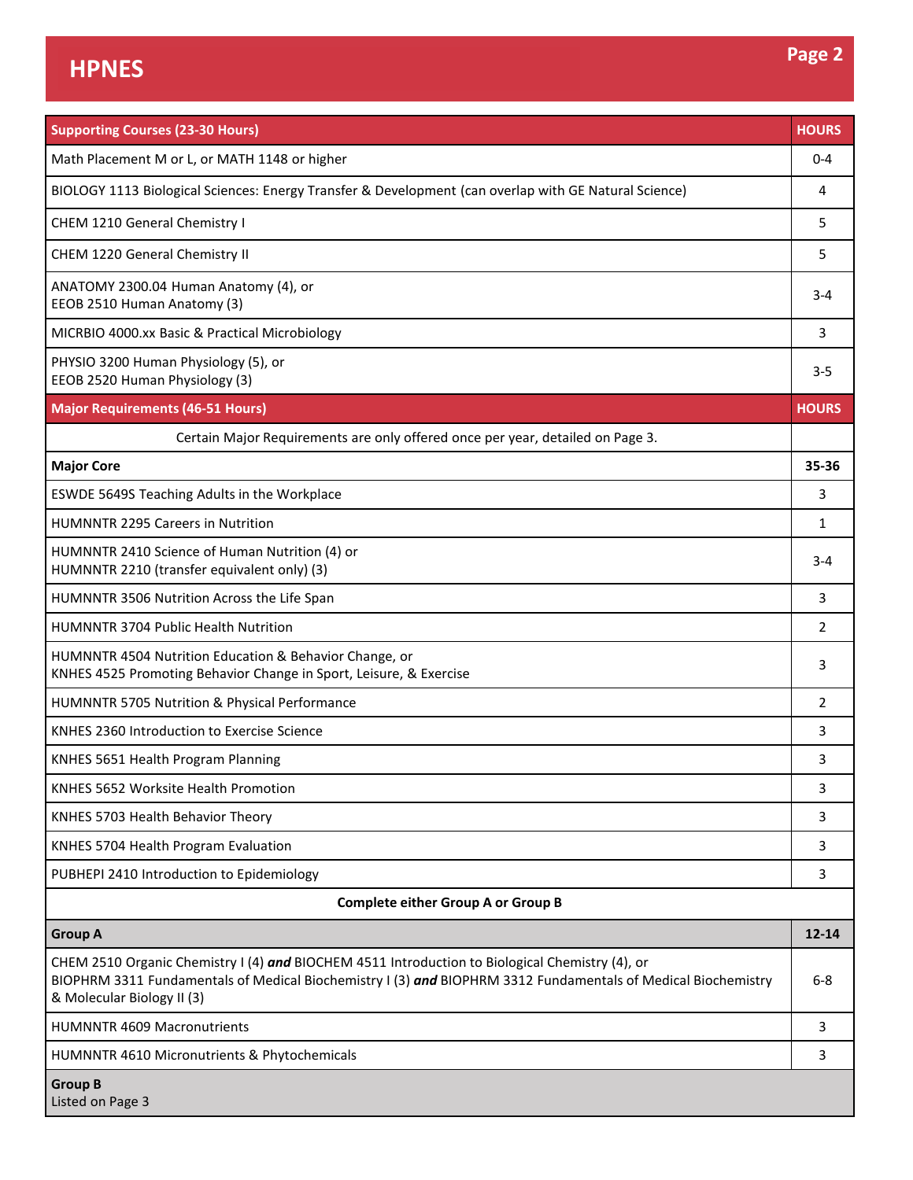# HPNES

| Supporting Courses (23-30 Hours) | HOURS |
|---|---|
| Math Placement M or L, or MATH 1148 or higher | 0-4 |
| BIOLOGY 1113 Biological Sciences: Energy Transfer & Development (can overlap with GE Natural Science) | 4 |
| CHEM 1210 General Chemistry I | 5 |
| CHEM 1220 General Chemistry II | 5 |
| ANATOMY 2300.04 Human Anatomy (4), or<br>EEOB 2510 Human Anatomy (3) | 3-4 |
| MICRBIO 4000.xx Basic & Practical Microbiology | 3 |
| PHYSIO 3200 Human Physiology (5), or<br>EEOB 2520 Human Physiology (3) | 3-5 |
| **Major Requirements (46-51 Hours)** | **HOURS** |
| Certain Major Requirements are only offered once per year, detailed on Page 3. | |
| **Major Core** | **35-36** |
| ESWDE 5649S Teaching Adults in the Workplace | 3 |
| HUMNNTR 2295 Careers in Nutrition | 1 |
| HUMNNTR 2410 Science of Human Nutrition (4) or<br>HUMNNTR 2210 (transfer equivalent only) (3) | 3-4 |
| HUMNNTR 3506 Nutrition Across the Life Span | 3 |
| HUMNNTR 3704 Public Health Nutrition | 2 |
| HUMNNTR 4504 Nutrition Education & Behavior Change, or<br>KNHES 4525 Promoting Behavior Change in Sport, Leisure, & Exercise | 3 |
| HUMNNTR 5705 Nutrition & Physical Performance | 2 |
| KNHES 2360 Introduction to Exercise Science | 3 |
| KNHES 5651 Health Program Planning | 3 |
| KNHES 5652 Worksite Health Promotion | 3 |
| KNHES 5703 Health Behavior Theory | 3 |
| KNHES 5704 Health Program Evaluation | 3 |
| PUBHEPI 2410 Introduction to Epidemiology | 3 |
| **Complete either Group A or Group B** | |
| **Group A** | **12-14** |
| CHEM 2510 Organic Chemistry I (4) ***and*** BIOCHEM 4511 Introduction to Biological Chemistry (4), or<br>BIOPHRM 3311 Fundamentals of Medical Biochemistry I (3) ***and*** BIOPHRM 3312 Fundamentals of Medical Biochemistry & Molecular Biology II (3) | 6-8 |
| HUMNNTR 4609 Macronutrients | 3 |
| HUMNNTR 4610 Micronutrients & Phytochemicals | 3 |
| **Group B**<br>Listed on Page 3 | |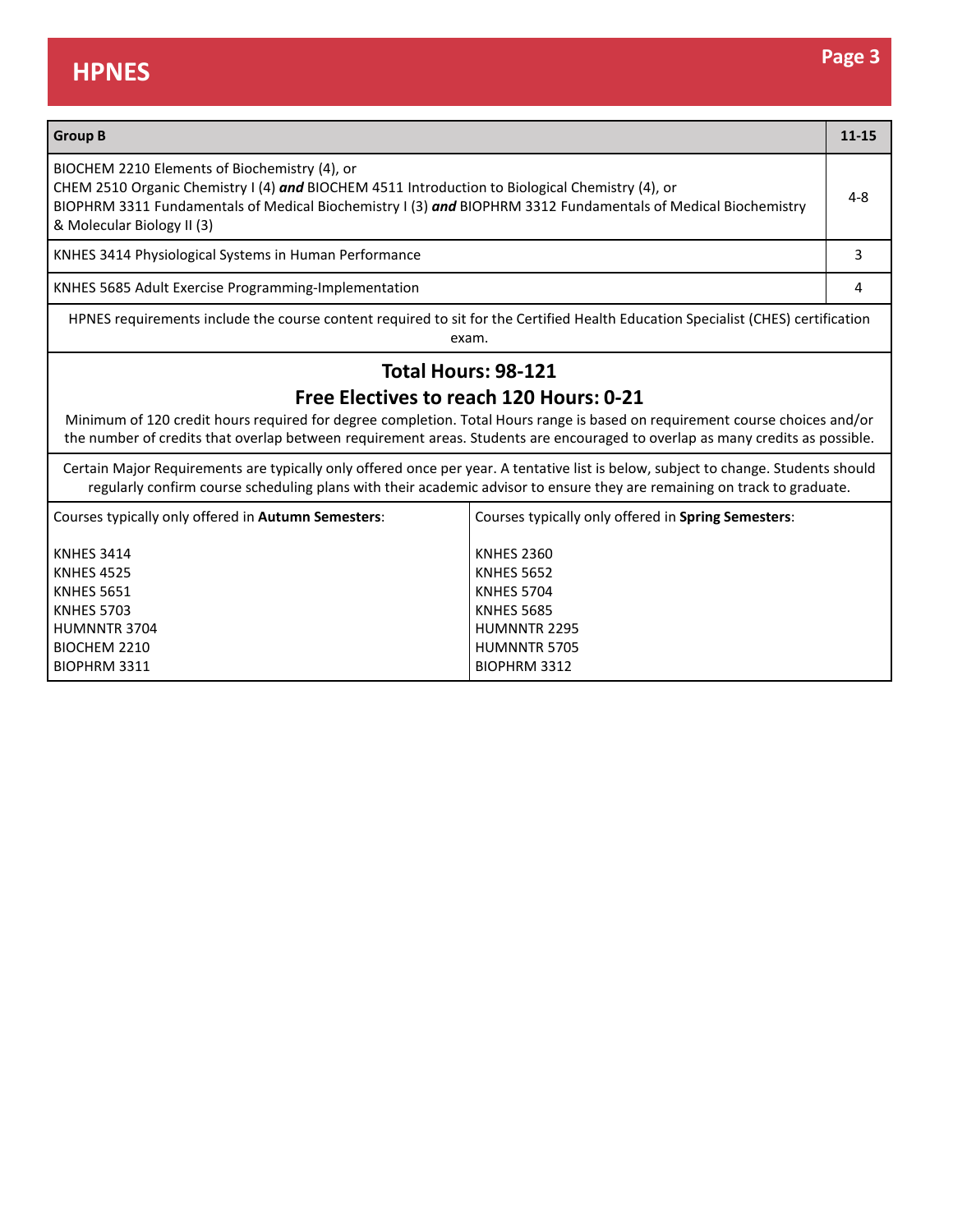| Group B | 11-15 |
|---|---|
| BIOCHEM 2210 Elements of Biochemistry (4), or<br>CHEM 2510 Organic Chemistry I (4) ***and*** BIOCHEM 4511 Introduction to Biological Chemistry (4), or<br>BIOPHRM 3311 Fundamentals of Medical Biochemistry I (3) ***and*** BIOPHRM 3312 Fundamentals of Medical Biochemistry & Molecular Biology II (3) | 4-8 |
| KNHES 3414 Physiological Systems in Human Performance | 3 |
| KNHES 5685 Adult Exercise Programming-Implementation | 4 |

HPNES requirements include the course content required to sit for the Certified Health Education Specialist (CHES) certification exam.

## Total Hours: 98-121

## Free Electives to reach 120 Hours: 0-21

Minimum of 120 credit hours required for degree completion. Total Hours range is based on requirement course choices and/or the number of credits that overlap between requirement areas. Students are encouraged to overlap as many credits as possible.

Certain Major Requirements are typically only offered once per year. A tentative list is below, subject to change. Students should regularly confirm course scheduling plans with their academic advisor to ensure they are remaining on track to graduate.

| Courses typically only offered in **Autumn Semesters**: | Courses typically only offered in **Spring Semesters**: |
|---|---|
| KNHES 3414 | KNHES 2360 |
| KNHES 4525 | KNHES 5652 |
| KNHES 5651 | KNHES 5704 |
| KNHES 5703 | KNHES 5685 |
| HUMNNTR 3704 | HUMNNTR 2295 |
| BIOCHEM 2210 | HUMNNTR 5705 |
| BIOPHRM 3311 | BIOPHRM 3312 |